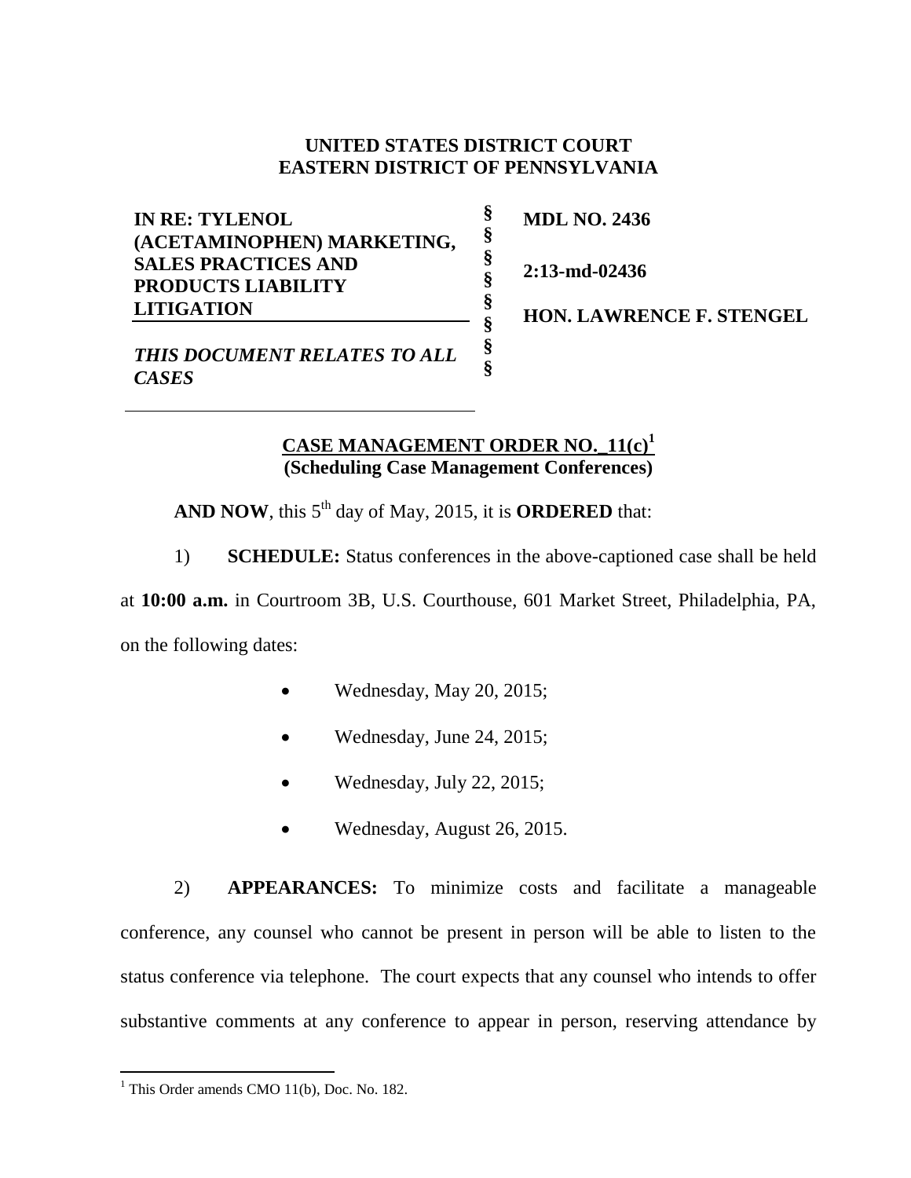**UNITED STATES DISTRICT COURT**
**EASTERN DISTRICT OF PENNSYLVANIA**

| | | |
|---|---|---|
| **IN RE: TYLENOL (ACETAMINOPHEN) MARKETING, SALES PRACTICES AND PRODUCTS LIABILITY LITIGATION** | § § § § § § | **MDL NO. 2436** |
| | | **2:13-md-02436** |
| | | **HON. LAWRENCE F. STENGEL** |
| ***THIS DOCUMENT RELATES TO ALL CASES*** | § § | |

**CASE MANAGEMENT ORDER NO._11(c)[1]**
**(Scheduling Case Management Conferences)**

**AND NOW**, this 5th day of May, 2015, it is **ORDERED** that:

1) **SCHEDULE:** Status conferences in the above-captioned case shall be held at **10:00 a.m.** in Courtroom 3B, U.S. Courthouse, 601 Market Street, Philadelphia, PA, on the following dates:

- Wednesday, May 20, 2015;
- Wednesday, June 24, 2015;
- Wednesday, July 22, 2015;
- Wednesday, August 26, 2015.

2) **APPEARANCES:** To minimize costs and facilitate a manageable conference, any counsel who cannot be present in person will be able to listen to the status conference via telephone. The court expects that any counsel who intends to offer substantive comments at any conference to appear in person, reserving attendance by

[1] This Order amends CMO 11(b), Doc. No. 182.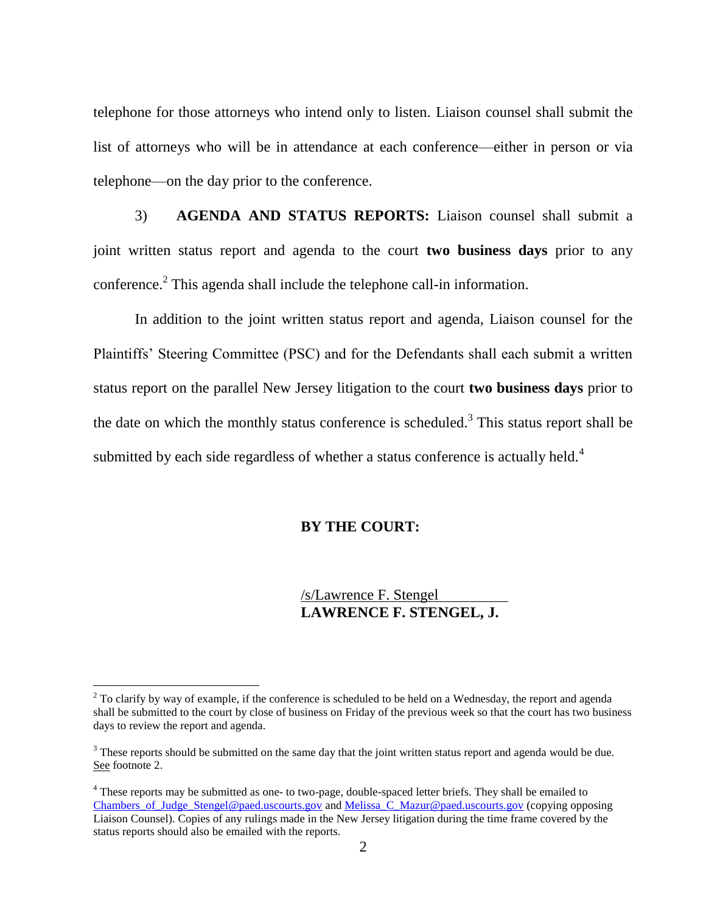telephone for those attorneys who intend only to listen. Liaison counsel shall submit the list of attorneys who will be in attendance at each conference—either in person or via telephone—on the day prior to the conference.

3) **AGENDA AND STATUS REPORTS:** Liaison counsel shall submit a joint written status report and agenda to the court **two business days** prior to any conference.[2] This agenda shall include the telephone call-in information.

In addition to the joint written status report and agenda, Liaison counsel for the Plaintiffs' Steering Committee (PSC) and for the Defendants shall each submit a written status report on the parallel New Jersey litigation to the court **two business days** prior to the date on which the monthly status conference is scheduled.[3] This status report shall be submitted by each side regardless of whether a status conference is actually held.[4]

**BY THE COURT:**

/s/Lawrence F. Stengel
**LAWRENCE F. STENGEL, J.**

---

[2] To clarify by way of example, if the conference is scheduled to be held on a Wednesday, the report and agenda shall be submitted to the court by close of business on Friday of the previous week so that the court has two business days to review the report and agenda.

[3] These reports should be submitted on the same day that the joint written status report and agenda would be due. See footnote 2.

[4] These reports may be submitted as one- to two-page, double-spaced letter briefs. They shall be emailed to Chambers_of_Judge_Stengel@paed.uscourts.gov and Melissa_C_Mazur@paed.uscourts.gov (copying opposing Liaison Counsel). Copies of any rulings made in the New Jersey litigation during the time frame covered by the status reports should also be emailed with the reports.